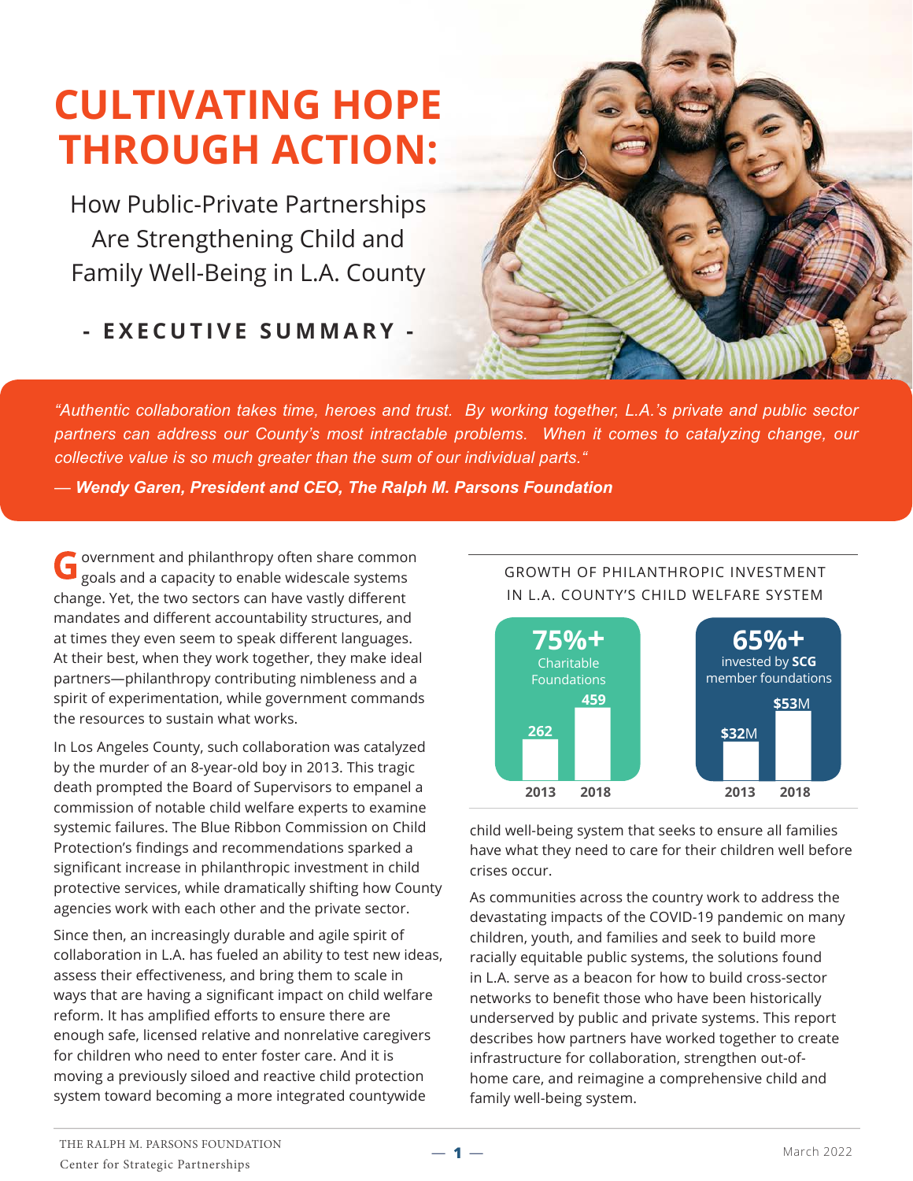# CULTIVATING HOPE THROUGH ACTION:

## How Public-Private Partnerships Are Strengthening Child and Family Well-Being in L.A. County

### - EXECUTIVE SUMMARY -

*"Authentic collaboration takes time, heroes and trust. By working together, L.A.'s private and public sector partners can address our County's most intractable problems. When it comes to catalyzing change, our collective value is so much greater than the sum of our individual parts."*

***— Wendy Garen, President and CEO, The Ralph M. Parsons Foundation***

Government and philanthropy often share common goals and a capacity to enable widescale systems change. Yet, the two sectors can have vastly different mandates and different accountability structures, and at times they even seem to speak different languages. At their best, when they work together, they make ideal partners—philanthropy contributing nimbleness and a spirit of experimentation, while government commands the resources to sustain what works.

In Los Angeles County, such collaboration was catalyzed by the murder of an 8-year-old boy in 2013. This tragic death prompted the Board of Supervisors to empanel a commission of notable child welfare experts to examine systemic failures. The Blue Ribbon Commission on Child Protection's findings and recommendations sparked a significant increase in philanthropic investment in child protective services, while dramatically shifting how County agencies work with each other and the private sector.

Since then, an increasingly durable and agile spirit of collaboration in L.A. has fueled an ability to test new ideas, assess their effectiveness, and bring them to scale in ways that are having a significant impact on child welfare reform. It has amplified efforts to ensure there are enough safe, licensed relative and nonrelative caregivers for children who need to enter foster care. And it is moving a previously siloed and reactive child protection system toward becoming a more integrated countywide child well-being system that seeks to ensure all families have what they need to care for their children well before crises occur.

GROWTH OF PHILANTHROPIC INVESTMENT IN L.A. COUNTY'S CHILD WELFARE SYSTEM

| | 2013 | 2018 |
|---|---|---|
| **75%+** Charitable Foundations | 262 | 459 |
| **65%+** invested by **SCG** member foundations | $32M | $53M |

As communities across the country work to address the devastating impacts of the COVID-19 pandemic on many children, youth, and families and seek to build more racially equitable public systems, the solutions found in L.A. serve as a beacon for how to build cross-sector networks to benefit those who have been historically underserved by public and private systems. This report describes how partners have worked together to create infrastructure for collaboration, strengthen out-of-home care, and reimagine a comprehensive child and family well-being system.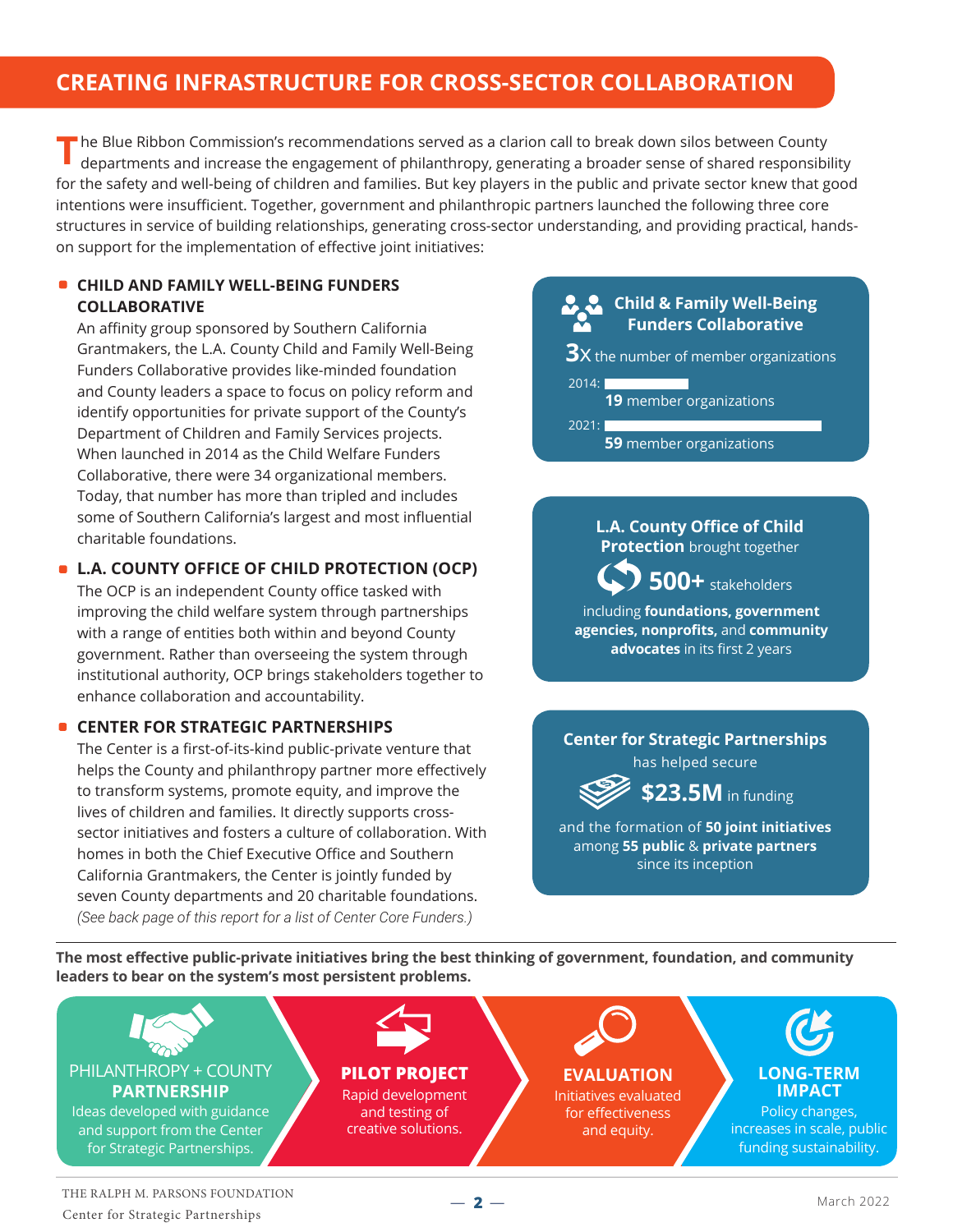## CREATING INFRASTRUCTURE FOR CROSS-SECTOR COLLABORATION

The Blue Ribbon Commission's recommendations served as a clarion call to break down silos between County departments and increase the engagement of philanthropy, generating a broader sense of shared responsibility for the safety and well-being of children and families. But key players in the public and private sector knew that good intentions were insufficient. Together, government and philanthropic partners launched the following three core structures in service of building relationships, generating cross-sector understanding, and providing practical, hands-on support for the implementation of effective joint initiatives:

- **CHILD AND FAMILY WELL-BEING FUNDERS COLLABORATIVE**
  An affinity group sponsored by Southern California Grantmakers, the L.A. County Child and Family Well-Being Funders Collaborative provides like-minded foundation and County leaders a space to focus on policy reform and identify opportunities for private support of the County's Department of Children and Family Services projects. When launched in 2014 as the Child Welfare Funders Collaborative, there were 34 organizational members. Today, that number has more than tripled and includes some of Southern California's largest and most influential charitable foundations.

- **L.A. COUNTY OFFICE OF CHILD PROTECTION (OCP)**
  The OCP is an independent County office tasked with improving the child welfare system through partnerships with a range of entities both within and beyond County government. Rather than overseeing the system through institutional authority, OCP brings stakeholders together to enhance collaboration and accountability.

- **CENTER FOR STRATEGIC PARTNERSHIPS**
  The Center is a first-of-its-kind public-private venture that helps the County and philanthropy partner more effectively to transform systems, promote equity, and improve the lives of children and families. It directly supports cross-sector initiatives and fosters a culture of collaboration. With homes in both the Chief Executive Office and Southern California Grantmakers, the Center is jointly funded by seven County departments and 20 charitable foundations. *(See back page of this report for a list of Center Core Funders.)*

**Child & Family Well-Being Funders Collaborative**

**3X** the number of member organizations

2014: **19** member organizations

2021: **59** member organizations

**L.A. County Office of Child Protection** brought together **500+** stakeholders including **foundations, government agencies, nonprofits,** and **community advocates** in its first 2 years

**Center for Strategic Partnerships** has helped secure **$23.5M** in funding and the formation of **50 joint initiatives** among **55 public** & **private partners** since its inception

**The most effective public-private initiatives bring the best thinking of government, foundation, and community leaders to bear on the system's most persistent problems.**

1. PHILANTHROPY + COUNTY **PARTNERSHIP**: Ideas developed with guidance and support from the Center for Strategic Partnerships.
2. **PILOT PROJECT**: Rapid development and testing of creative solutions.
3. **EVALUATION**: Initiatives evaluated for effectiveness and equity.
4. **LONG-TERM IMPACT**: Policy changes, increases in scale, public funding sustainability.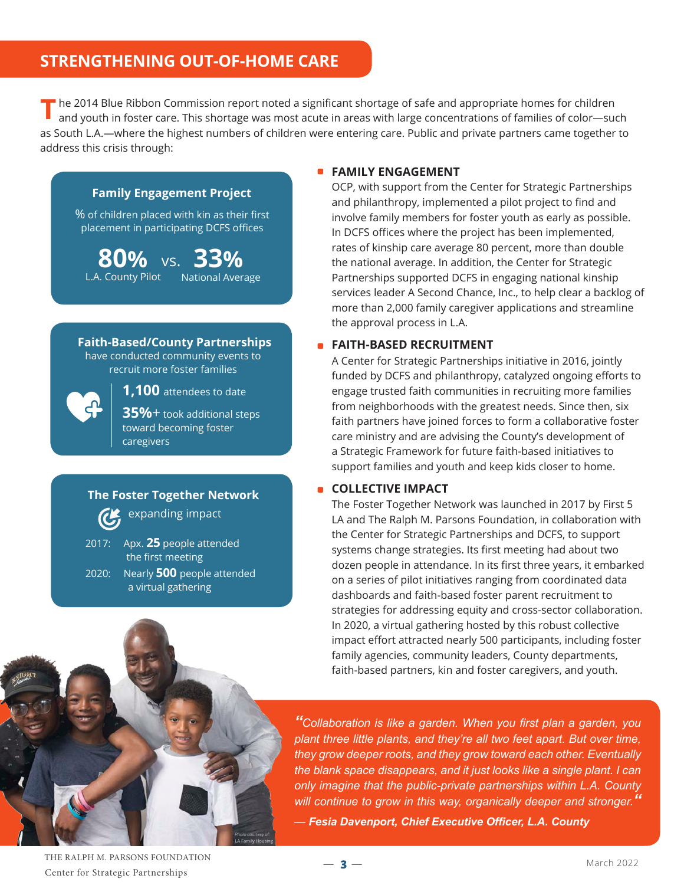## STRENGTHENING OUT-OF-HOME CARE

The 2014 Blue Ribbon Commission report noted a significant shortage of safe and appropriate homes for children and youth in foster care. This shortage was most acute in areas with large concentrations of families of color—such as South L.A.—where the highest numbers of children were entering care. Public and private partners came together to address this crisis through:

### Family Engagement Project

% of children placed with kin as their first placement in participating DCFS offices

**80%** L.A. County Pilot vs. **33%** National Average

### Faith-Based/County Partnerships

have conducted community events to recruit more foster families

**1,100** attendees to date

**35%+** took additional steps toward becoming foster caregivers

### The Foster Together Network

expanding impact

2017: Apx. **25** people attended the first meeting

2020: Nearly **500** people attended a virtual gathering

### FAMILY ENGAGEMENT

OCP, with support from the Center for Strategic Partnerships and philanthropy, implemented a pilot project to find and involve family members for foster youth as early as possible. In DCFS offices where the project has been implemented, rates of kinship care average 80 percent, more than double the national average. In addition, the Center for Strategic Partnerships supported DCFS in engaging national kinship services leader A Second Chance, Inc., to help clear a backlog of more than 2,000 family caregiver applications and streamline the approval process in L.A.

### FAITH-BASED RECRUITMENT

A Center for Strategic Partnerships initiative in 2016, jointly funded by DCFS and philanthropy, catalyzed ongoing efforts to engage trusted faith communities in recruiting more families from neighborhoods with the greatest needs. Since then, six faith partners have joined forces to form a collaborative foster care ministry and are advising the County's development of a Strategic Framework for future faith-based initiatives to support families and youth and keep kids closer to home.

### COLLECTIVE IMPACT

The Foster Together Network was launched in 2017 by First 5 LA and The Ralph M. Parsons Foundation, in collaboration with the Center for Strategic Partnerships and DCFS, to support systems change strategies. Its first meeting had about two dozen people in attendance. In its first three years, it embarked on a series of pilot initiatives ranging from coordinated data dashboards and faith-based foster parent recruitment to strategies for addressing equity and cross-sector collaboration. In 2020, a virtual gathering hosted by this robust collective impact effort attracted nearly 500 participants, including foster family agencies, community leaders, County departments, faith-based partners, kin and foster caregivers, and youth.

*Photo courtesy of LA Family Housing*

> ***"Collaboration is like a garden. When you first plan a garden, you plant three little plants, and they're all two feet apart. But over time, they grow deeper roots, and they grow toward each other. Eventually the blank space disappears, and it just looks like a single plant. I can only imagine that the public-private partnerships within L.A. County will continue to grow in this way, organically deeper and stronger."***
>
> **— Fesia Davenport, Chief Executive Officer, L.A. County**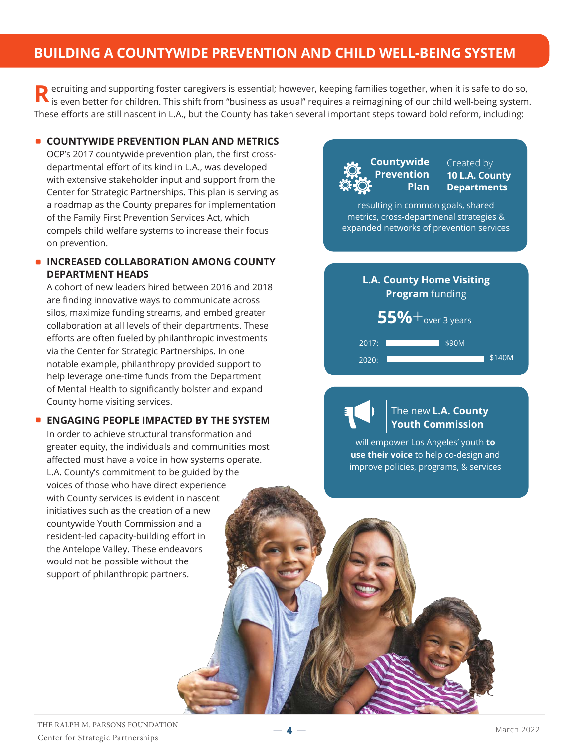# BUILDING A COUNTYWIDE PREVENTION AND CHILD WELL-BEING SYSTEM

Recruiting and supporting foster caregivers is essential; however, keeping families together, when it is safe to do so, is even better for children. This shift from "business as usual" requires a reimagining of our child well-being system. These efforts are still nascent in L.A., but the County has taken several important steps toward bold reform, including:

- **COUNTYWIDE PREVENTION PLAN AND METRICS**
  OCP's 2017 countywide prevention plan, the first cross-departmental effort of its kind in L.A., was developed with extensive stakeholder input and support from the Center for Strategic Partnerships. This plan is serving as a roadmap as the County prepares for implementation of the Family First Prevention Services Act, which compels child welfare systems to increase their focus on prevention.

- **INCREASED COLLABORATION AMONG COUNTY DEPARTMENT HEADS**
  A cohort of new leaders hired between 2016 and 2018 are finding innovative ways to communicate across silos, maximize funding streams, and embed greater collaboration at all levels of their departments. These efforts are often fueled by philanthropic investments via the Center for Strategic Partnerships. In one notable example, philanthropy provided support to help leverage one-time funds from the Department of Mental Health to significantly bolster and expand County home visiting services.

- **ENGAGING PEOPLE IMPACTED BY THE SYSTEM**
  In order to achieve structural transformation and greater equity, the individuals and communities most affected must have a voice in how systems operate. L.A. County's commitment to be guided by the voices of those who have direct experience with County services is evident in nascent initiatives such as the creation of a new countywide Youth Commission and a resident-led capacity-building effort in the Antelope Valley. These endeavors would not be possible without the support of philanthropic partners.

**Countywide Prevention Plan** | Created by **10 L.A. County Departments**

resulting in common goals, shared metrics, cross-departmental strategies & expanded networks of prevention services

**L.A. County Home Visiting Program** funding

**55%+** over 3 years

| Year | Funding |
|---|---|
| 2017: | $90M |
| 2020: | $140M |

The new **L.A. County Youth Commission**

will empower Los Angeles' youth **to use their voice** to help co-design and improve policies, programs, & services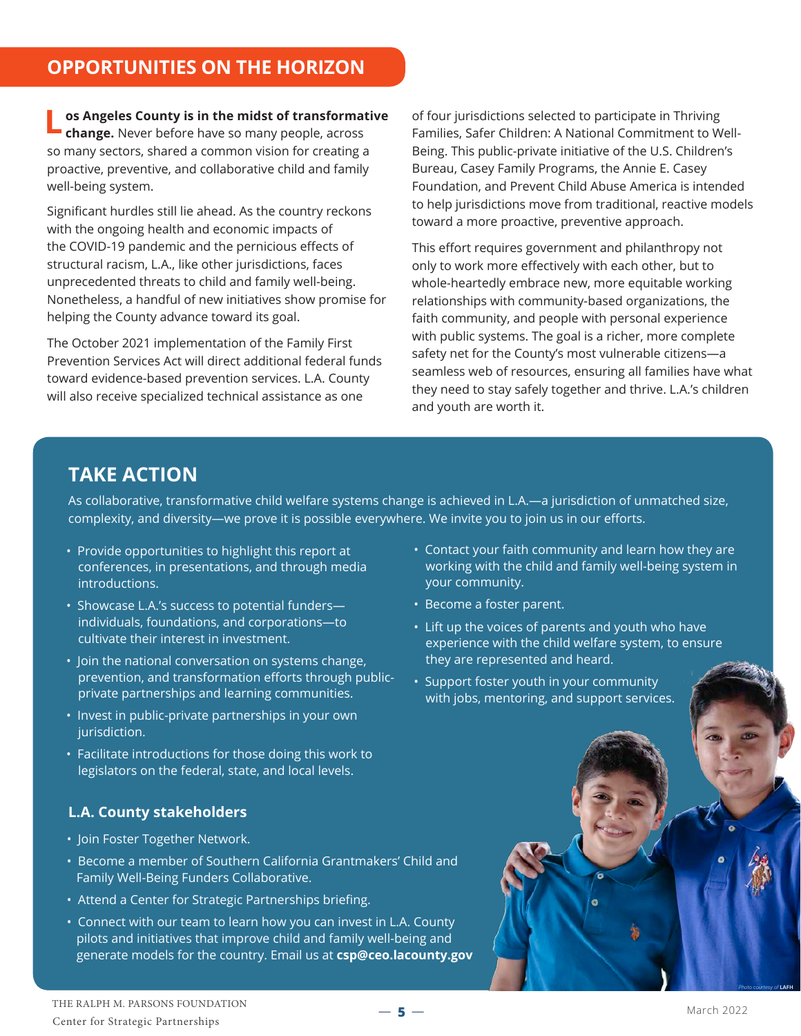## OPPORTUNITIES ON THE HORIZON

**Los Angeles County is in the midst of transformative change.** Never before have so many people, across so many sectors, shared a common vision for creating a proactive, preventive, and collaborative child and family well-being system.

Significant hurdles still lie ahead. As the country reckons with the ongoing health and economic impacts of the COVID-19 pandemic and the pernicious effects of structural racism, L.A., like other jurisdictions, faces unprecedented threats to child and family well-being. Nonetheless, a handful of new initiatives show promise for helping the County advance toward its goal.

The October 2021 implementation of the Family First Prevention Services Act will direct additional federal funds toward evidence-based prevention services. L.A. County will also receive specialized technical assistance as one of four jurisdictions selected to participate in Thriving Families, Safer Children: A National Commitment to Well-Being. This public-private initiative of the U.S. Children's Bureau, Casey Family Programs, the Annie E. Casey Foundation, and Prevent Child Abuse America is intended to help jurisdictions move from traditional, reactive models toward a more proactive, preventive approach.

This effort requires government and philanthropy not only to work more effectively with each other, but to whole-heartedly embrace new, more equitable working relationships with community-based organizations, the faith community, and people with personal experience with public systems. The goal is a richer, more complete safety net for the County's most vulnerable citizens—a seamless web of resources, ensuring all families have what they need to stay safely together and thrive. L.A.'s children and youth are worth it.

## TAKE ACTION

As collaborative, transformative child welfare systems change is achieved in L.A.—a jurisdiction of unmatched size, complexity, and diversity—we prove it is possible everywhere. We invite you to join us in our efforts.

- Provide opportunities to highlight this report at conferences, in presentations, and through media introductions.
- Showcase L.A.'s success to potential funders—individuals, foundations, and corporations—to cultivate their interest in investment.
- Join the national conversation on systems change, prevention, and transformation efforts through public-private partnerships and learning communities.
- Invest in public-private partnerships in your own jurisdiction.
- Facilitate introductions for those doing this work to legislators on the federal, state, and local levels.
- Contact your faith community and learn how they are working with the child and family well-being system in your community.
- Become a foster parent.
- Lift up the voices of parents and youth who have experience with the child welfare system, to ensure they are represented and heard.
- Support foster youth in your community with jobs, mentoring, and support services.

### L.A. County stakeholders

- Join Foster Together Network.
- Become a member of Southern California Grantmakers' Child and Family Well-Being Funders Collaborative.
- Attend a Center for Strategic Partnerships briefing.
- Connect with our team to learn how you can invest in L.A. County pilots and initiatives that improve child and family well-being and generate models for the country. Email us at **csp@ceo.lacounty.gov**

*Photo courtesy of LAFH*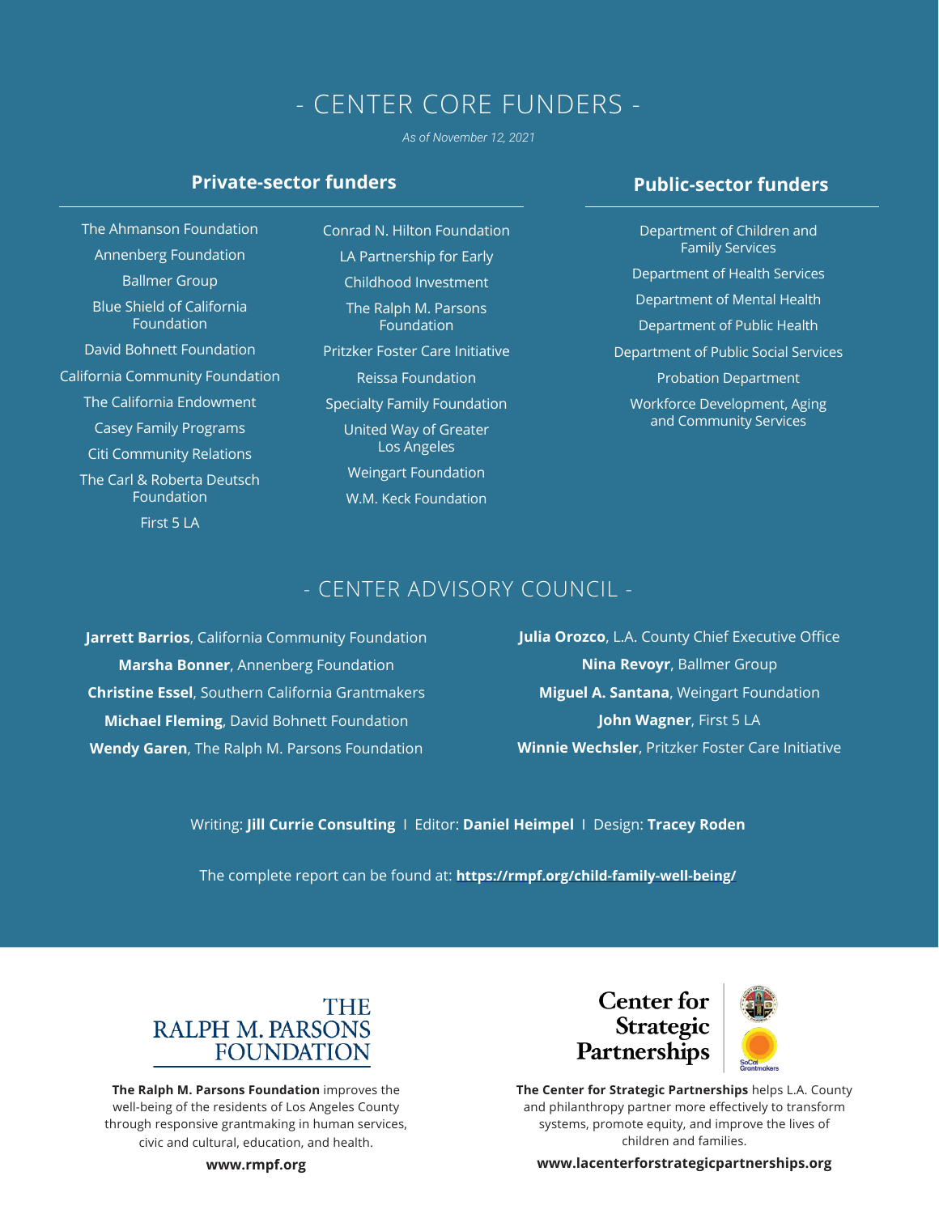# - CENTER CORE FUNDERS -

*As of November 12, 2021*

## Private-sector funders

The Ahmanson Foundation

Annenberg Foundation

Ballmer Group

Blue Shield of California Foundation

David Bohnett Foundation

California Community Foundation

The California Endowment

Casey Family Programs

Citi Community Relations

The Carl & Roberta Deutsch Foundation

First 5 LA

Conrad N. Hilton Foundation

LA Partnership for Early Childhood Investment

The Ralph M. Parsons Foundation

Pritzker Foster Care Initiative

Reissa Foundation

Specialty Family Foundation

United Way of Greater Los Angeles

Weingart Foundation

W.M. Keck Foundation

## Public-sector funders

Department of Children and Family Services

Department of Health Services

Department of Mental Health

Department of Public Health

Department of Public Social Services

Probation Department

Workforce Development, Aging and Community Services

# - CENTER ADVISORY COUNCIL -

**Jarrett Barrios**, California Community Foundation

**Marsha Bonner**, Annenberg Foundation

**Christine Essel**, Southern California Grantmakers

**Michael Fleming**, David Bohnett Foundation

**Wendy Garen**, The Ralph M. Parsons Foundation

**Julia Orozco**, L.A. County Chief Executive Office

**Nina Revoyr**, Ballmer Group

**Miguel A. Santana**, Weingart Foundation

**John Wagner**, First 5 LA

**Winnie Wechsler**, Pritzker Foster Care Initiative

Writing: **Jill Currie Consulting** I Editor: **Daniel Heimpel** I Design: **Tracey Roden**

The complete report can be found at: **https://rmpf.org/child-family-well-being/**

THE RALPH M. PARSONS FOUNDATION

**The Ralph M. Parsons Foundation** improves the well-being of the residents of Los Angeles County through responsive grantmaking in human services, civic and cultural, education, and health.

**www.rmpf.org**

Center for Strategic Partnerships

**The Center for Strategic Partnerships** helps L.A. County and philanthropy partner more effectively to transform systems, promote equity, and improve the lives of children and families.

**www.lacenterforstrategicpartnerships.org**